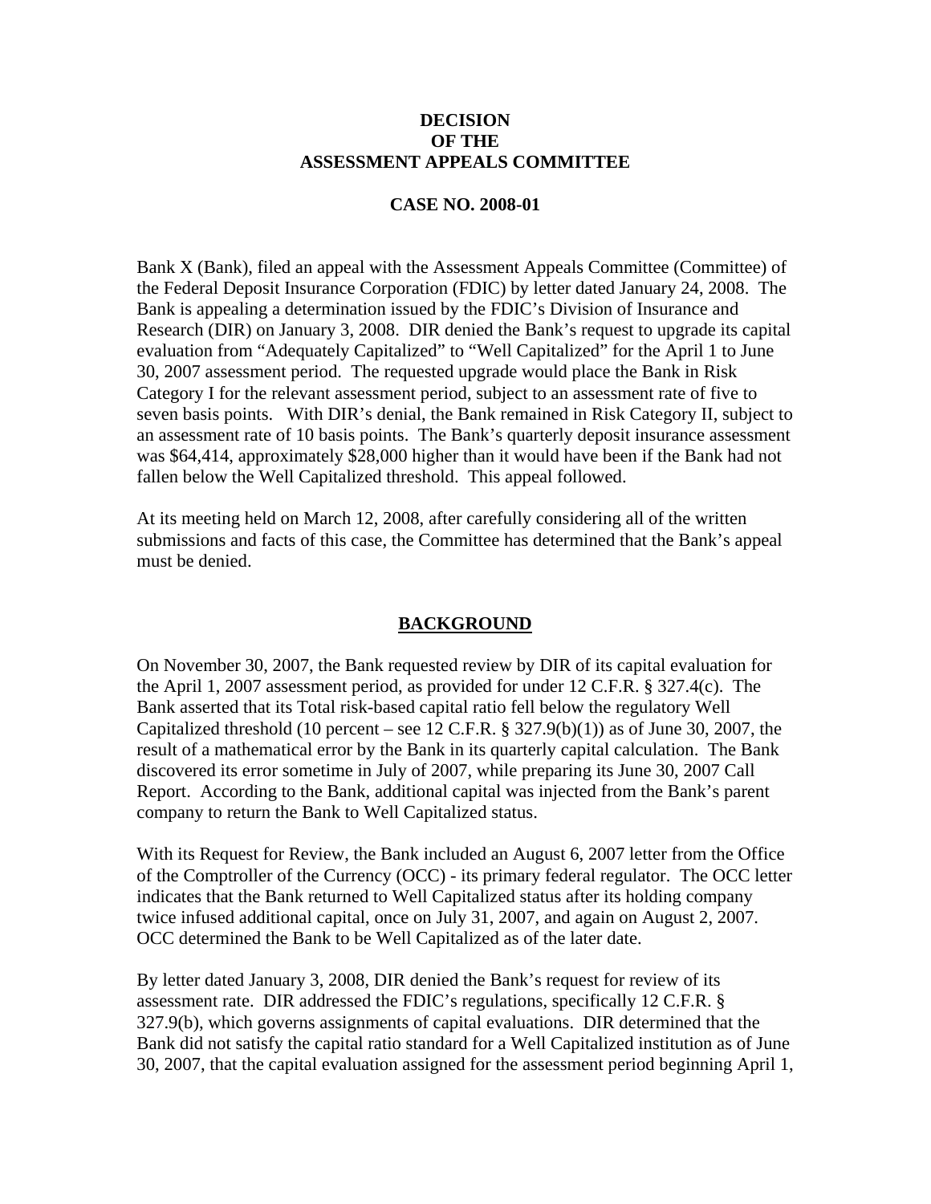**DECISION**
**OF THE**
**ASSESSMENT APPEALS COMMITTEE**

**CASE NO. 2008-01**

Bank X (Bank), filed an appeal with the Assessment Appeals Committee (Committee) of the Federal Deposit Insurance Corporation (FDIC) by letter dated January 24, 2008. The Bank is appealing a determination issued by the FDIC's Division of Insurance and Research (DIR) on January 3, 2008. DIR denied the Bank's request to upgrade its capital evaluation from "Adequately Capitalized" to "Well Capitalized" for the April 1 to June 30, 2007 assessment period. The requested upgrade would place the Bank in Risk Category I for the relevant assessment period, subject to an assessment rate of five to seven basis points. With DIR's denial, the Bank remained in Risk Category II, subject to an assessment rate of 10 basis points. The Bank's quarterly deposit insurance assessment was $64,414, approximately $28,000 higher than it would have been if the Bank had not fallen below the Well Capitalized threshold. This appeal followed.

At its meeting held on March 12, 2008, after carefully considering all of the written submissions and facts of this case, the Committee has determined that the Bank's appeal must be denied.

## BACKGROUND

On November 30, 2007, the Bank requested review by DIR of its capital evaluation for the April 1, 2007 assessment period, as provided for under 12 C.F.R. § 327.4(c). The Bank asserted that its Total risk-based capital ratio fell below the regulatory Well Capitalized threshold (10 percent – see 12 C.F.R. § 327.9(b)(1)) as of June 30, 2007, the result of a mathematical error by the Bank in its quarterly capital calculation. The Bank discovered its error sometime in July of 2007, while preparing its June 30, 2007 Call Report. According to the Bank, additional capital was injected from the Bank's parent company to return the Bank to Well Capitalized status.

With its Request for Review, the Bank included an August 6, 2007 letter from the Office of the Comptroller of the Currency (OCC) - its primary federal regulator. The OCC letter indicates that the Bank returned to Well Capitalized status after its holding company twice infused additional capital, once on July 31, 2007, and again on August 2, 2007. OCC determined the Bank to be Well Capitalized as of the later date.

By letter dated January 3, 2008, DIR denied the Bank's request for review of its assessment rate. DIR addressed the FDIC's regulations, specifically 12 C.F.R. § 327.9(b), which governs assignments of capital evaluations. DIR determined that the Bank did not satisfy the capital ratio standard for a Well Capitalized institution as of June 30, 2007, that the capital evaluation assigned for the assessment period beginning April 1,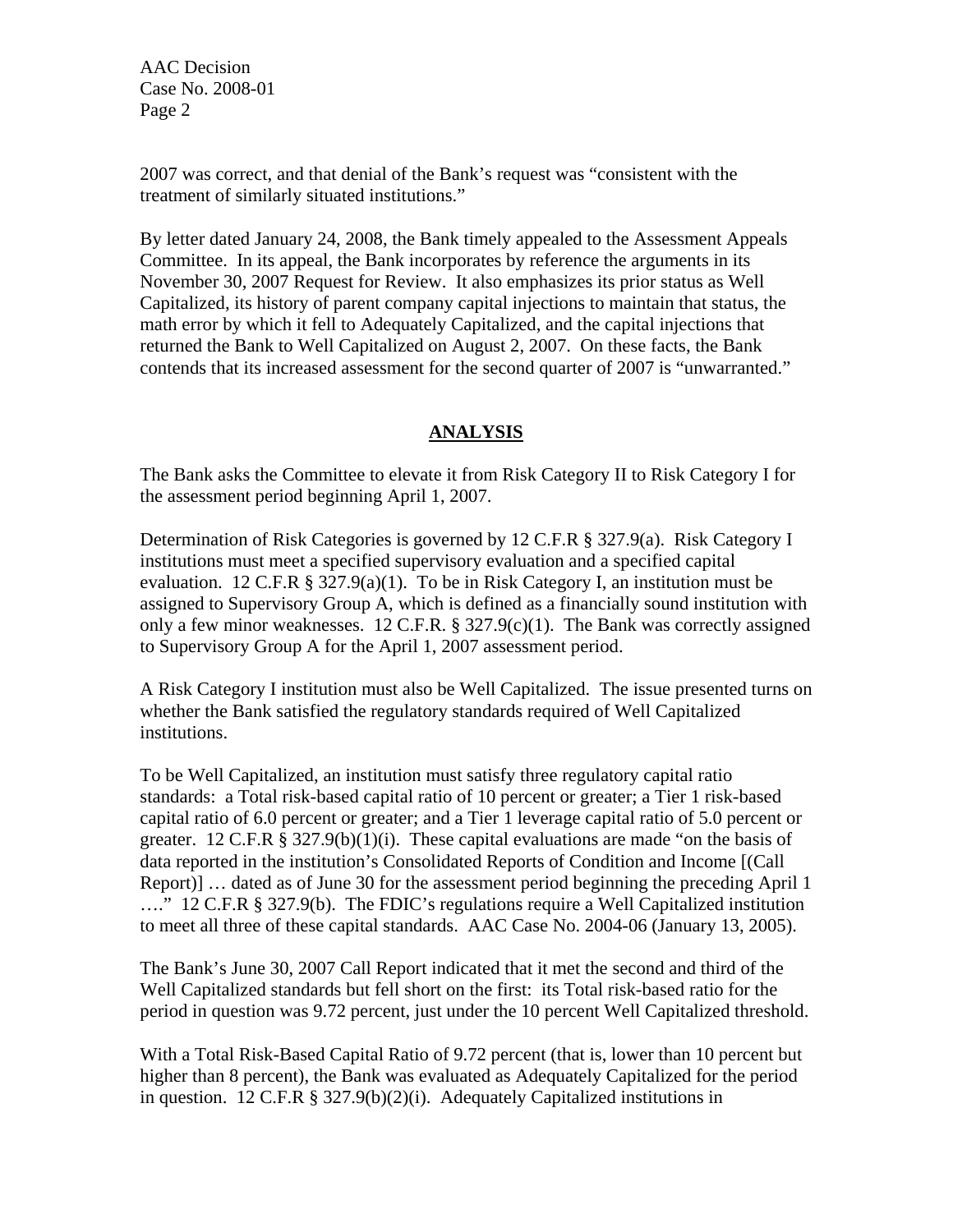2007 was correct, and that denial of the Bank's request was "consistent with the treatment of similarly situated institutions."

By letter dated January 24, 2008, the Bank timely appealed to the Assessment Appeals Committee. In its appeal, the Bank incorporates by reference the arguments in its November 30, 2007 Request for Review. It also emphasizes its prior status as Well Capitalized, its history of parent company capital injections to maintain that status, the math error by which it fell to Adequately Capitalized, and the capital injections that returned the Bank to Well Capitalized on August 2, 2007. On these facts, the Bank contends that its increased assessment for the second quarter of 2007 is "unwarranted."

## ANALYSIS

The Bank asks the Committee to elevate it from Risk Category II to Risk Category I for the assessment period beginning April 1, 2007.

Determination of Risk Categories is governed by 12 C.F.R § 327.9(a). Risk Category I institutions must meet a specified supervisory evaluation and a specified capital evaluation. 12 C.F.R § 327.9(a)(1). To be in Risk Category I, an institution must be assigned to Supervisory Group A, which is defined as a financially sound institution with only a few minor weaknesses. 12 C.F.R. § 327.9(c)(1). The Bank was correctly assigned to Supervisory Group A for the April 1, 2007 assessment period.

A Risk Category I institution must also be Well Capitalized. The issue presented turns on whether the Bank satisfied the regulatory standards required of Well Capitalized institutions.

To be Well Capitalized, an institution must satisfy three regulatory capital ratio standards: a Total risk-based capital ratio of 10 percent or greater; a Tier 1 risk-based capital ratio of 6.0 percent or greater; and a Tier 1 leverage capital ratio of 5.0 percent or greater. 12 C.F.R § 327.9(b)(1)(i). These capital evaluations are made "on the basis of data reported in the institution's Consolidated Reports of Condition and Income [(Call Report)] … dated as of June 30 for the assessment period beginning the preceding April 1 …." 12 C.F.R § 327.9(b). The FDIC's regulations require a Well Capitalized institution to meet all three of these capital standards. AAC Case No. 2004-06 (January 13, 2005).

The Bank's June 30, 2007 Call Report indicated that it met the second and third of the Well Capitalized standards but fell short on the first: its Total risk-based ratio for the period in question was 9.72 percent, just under the 10 percent Well Capitalized threshold.

With a Total Risk-Based Capital Ratio of 9.72 percent (that is, lower than 10 percent but higher than 8 percent), the Bank was evaluated as Adequately Capitalized for the period in question. 12 C.F.R § 327.9(b)(2)(i). Adequately Capitalized institutions in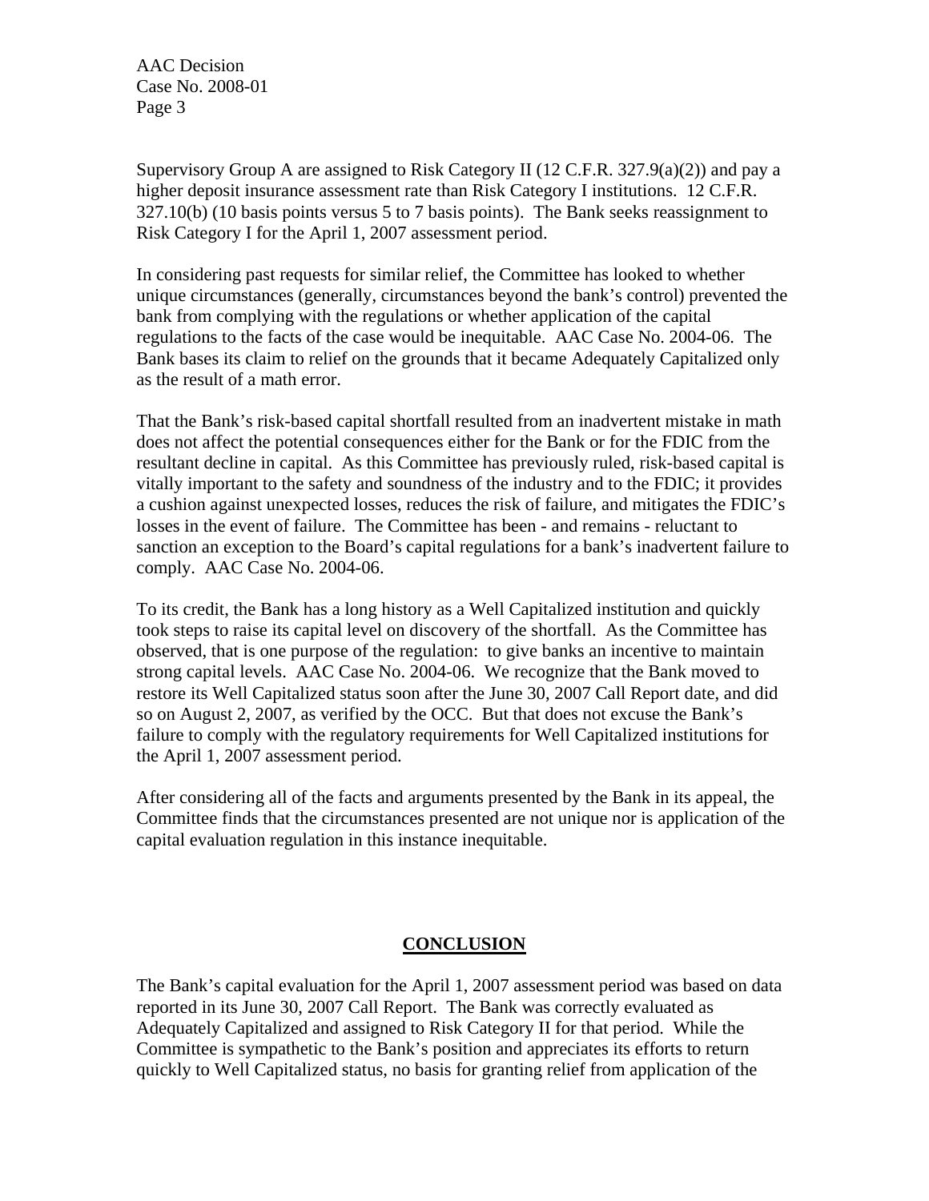Supervisory Group A are assigned to Risk Category II (12 C.F.R. 327.9(a)(2)) and pay a higher deposit insurance assessment rate than Risk Category I institutions. 12 C.F.R. 327.10(b) (10 basis points versus 5 to 7 basis points). The Bank seeks reassignment to Risk Category I for the April 1, 2007 assessment period.

In considering past requests for similar relief, the Committee has looked to whether unique circumstances (generally, circumstances beyond the bank's control) prevented the bank from complying with the regulations or whether application of the capital regulations to the facts of the case would be inequitable. AAC Case No. 2004-06. The Bank bases its claim to relief on the grounds that it became Adequately Capitalized only as the result of a math error.

That the Bank's risk-based capital shortfall resulted from an inadvertent mistake in math does not affect the potential consequences either for the Bank or for the FDIC from the resultant decline in capital. As this Committee has previously ruled, risk-based capital is vitally important to the safety and soundness of the industry and to the FDIC; it provides a cushion against unexpected losses, reduces the risk of failure, and mitigates the FDIC's losses in the event of failure. The Committee has been - and remains - reluctant to sanction an exception to the Board's capital regulations for a bank's inadvertent failure to comply. AAC Case No. 2004-06.

To its credit, the Bank has a long history as a Well Capitalized institution and quickly took steps to raise its capital level on discovery of the shortfall. As the Committee has observed, that is one purpose of the regulation: to give banks an incentive to maintain strong capital levels. AAC Case No. 2004-06. We recognize that the Bank moved to restore its Well Capitalized status soon after the June 30, 2007 Call Report date, and did so on August 2, 2007, as verified by the OCC. But that does not excuse the Bank's failure to comply with the regulatory requirements for Well Capitalized institutions for the April 1, 2007 assessment period.

After considering all of the facts and arguments presented by the Bank in its appeal, the Committee finds that the circumstances presented are not unique nor is application of the capital evaluation regulation in this instance inequitable.

## CONCLUSION

The Bank's capital evaluation for the April 1, 2007 assessment period was based on data reported in its June 30, 2007 Call Report. The Bank was correctly evaluated as Adequately Capitalized and assigned to Risk Category II for that period. While the Committee is sympathetic to the Bank's position and appreciates its efforts to return quickly to Well Capitalized status, no basis for granting relief from application of the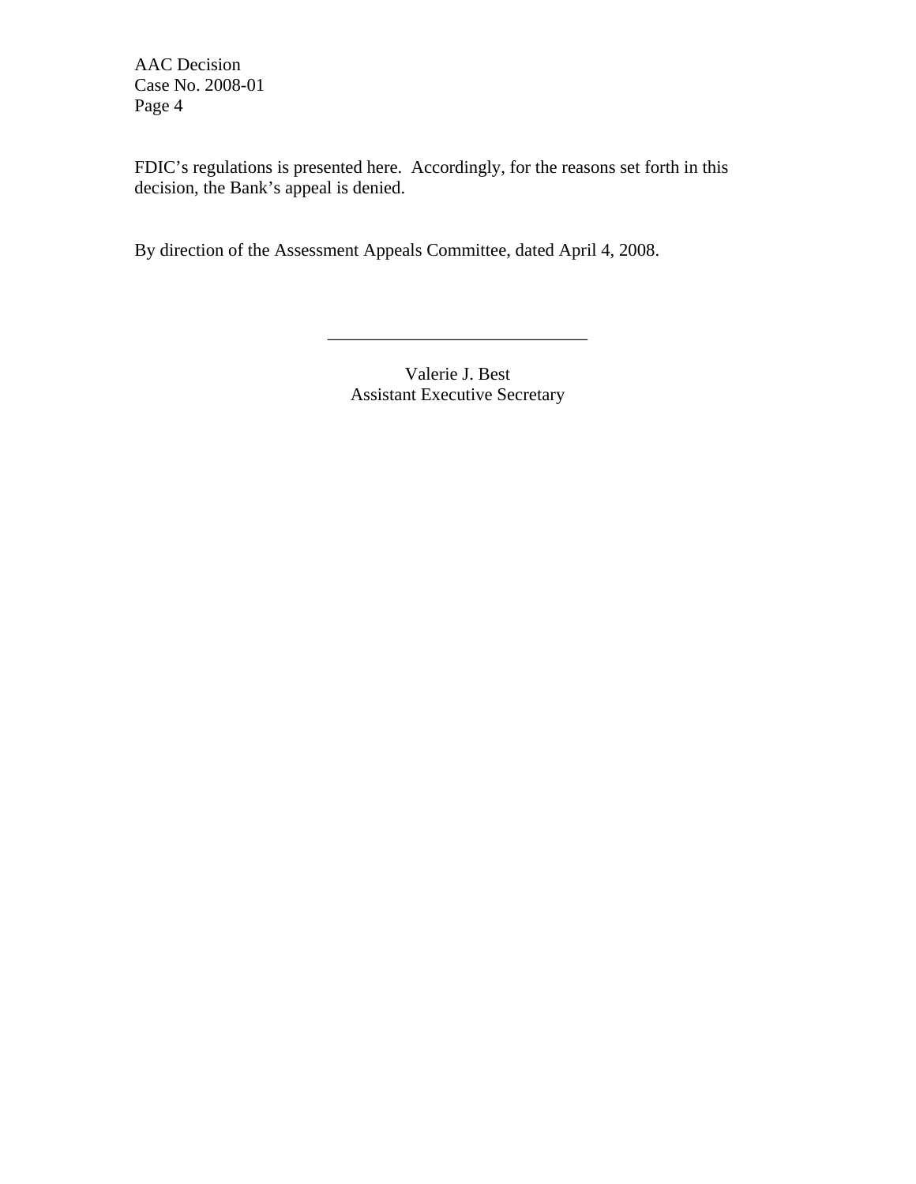FDIC's regulations is presented here. Accordingly, for the reasons set forth in this decision, the Bank's appeal is denied.

By direction of the Assessment Appeals Committee, dated April 4, 2008.

\_\_\_\_\_\_\_\_\_\_\_\_\_\_\_\_\_\_\_\_\_\_\_\_\_\_\_\_\_\_

Valerie J. Best
Assistant Executive Secretary